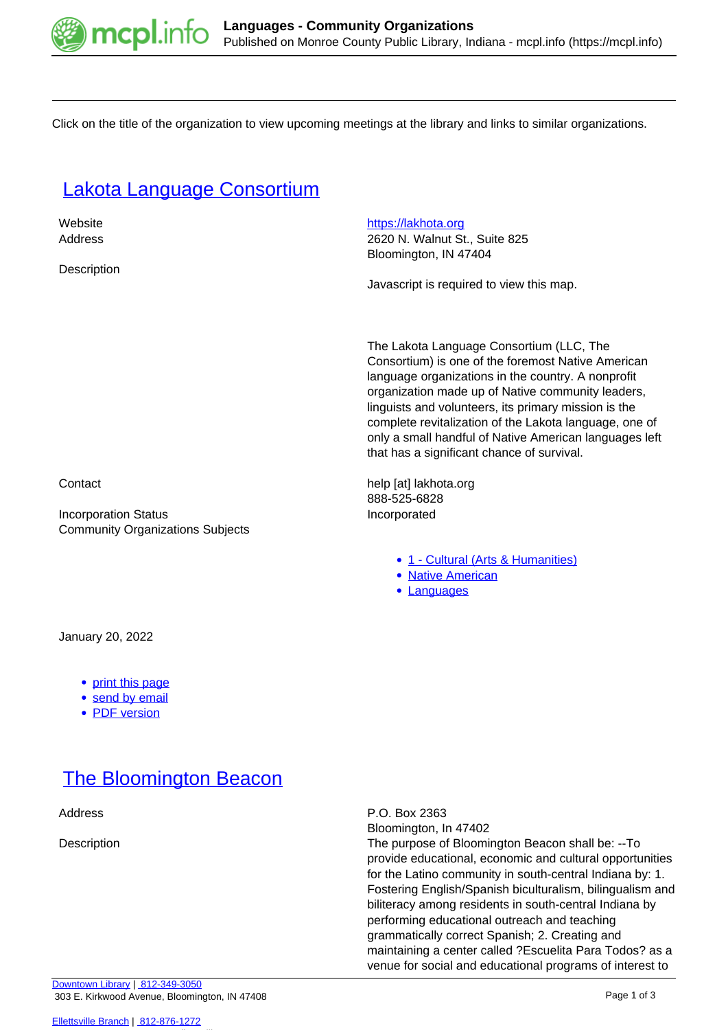Click on the title of the organization to view upcoming meetings at the library and links to similar organizations.

## Lakota Language Consortium

| | |
|---|---|
| Website | https://lakhota.org |
| Address | 2620 N. Walnut St., Suite 825<br>Bloomington, IN 47404 |
| Description | Javascript is required to view this map.<br><br>The Lakota Language Consortium (LLC, The Consortium) is one of the foremost Native American language organizations in the country. A nonprofit organization made up of Native community leaders, linguists and volunteers, its primary mission is the complete revitalization of the Lakota language, one of only a small handful of Native American languages left that has a significant chance of survival. |
| Contact | help [at] lakhota.org<br>888-525-6828 |
| Incorporation Status | Incorporated |
| Community Organizations Subjects | • 1 - Cultural (Arts & Humanities)<br>• Native American<br>• Languages |

January 20, 2022

- print this page
- send by email
- PDF version

## The Bloomington Beacon

| | |
|---|---|
| Address | P.O. Box 2363<br>Bloomington, In 47402 |
| Description | The purpose of Bloomington Beacon shall be: --To provide educational, economic and cultural opportunities for the Latino community in south-central Indiana by: 1. Fostering English/Spanish biculturalism, bilingualism and biliteracy among residents in south-central Indiana by performing educational outreach and teaching grammatically correct Spanish; 2. Creating and maintaining a center called ?Escuelita Para Todos? as a venue for social and educational programs of interest to |

Downtown Library | 812-349-3050
303 E. Kirkwood Avenue, Bloomington, IN 47408

Ellettsville Branch | 812-876-1272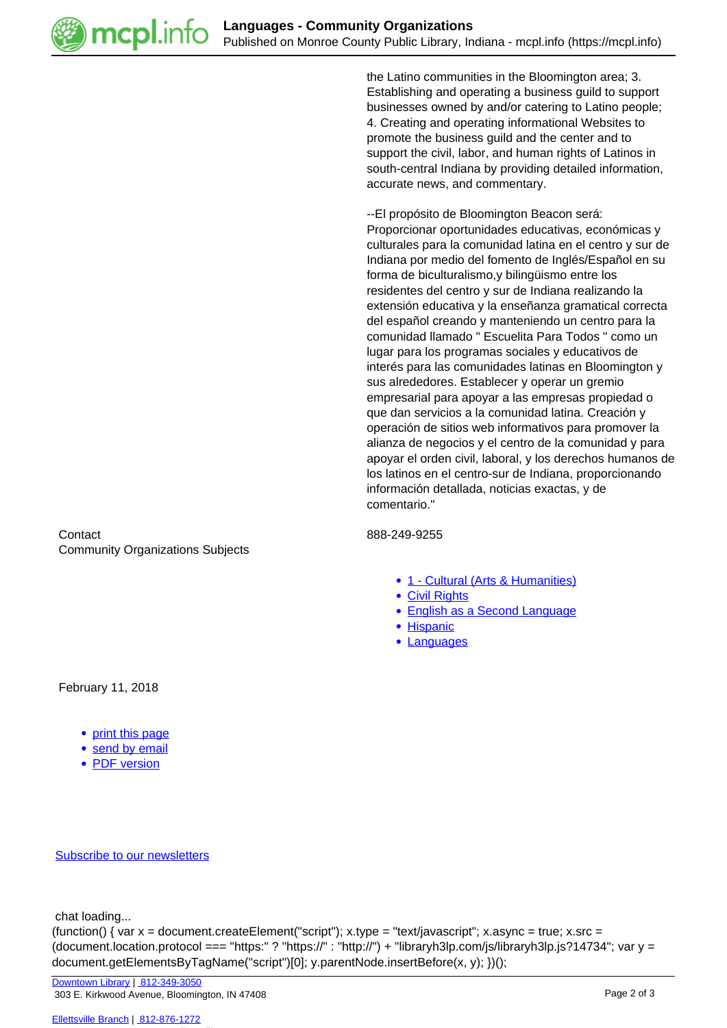the Latino communities in the Bloomington area; 3. Establishing and operating a business guild to support businesses owned by and/or catering to Latino people; 4. Creating and operating informational Websites to promote the business guild and the center and to support the civil, labor, and human rights of Latinos in south-central Indiana by providing detailed information, accurate news, and commentary.

--El propósito de Bloomington Beacon será: Proporcionar oportunidades educativas, económicas y culturales para la comunidad latina en el centro y sur de Indiana por medio del fomento de Inglés/Español en su forma de biculturalismo,y bilingüismo entre los residentes del centro y sur de Indiana realizando la extensión educativa y la enseñanza gramatical correcta del español creando y manteniendo un centro para la comunidad llamado " Escuelita Para Todos " como un lugar para los programas sociales y educativos de interés para las comunidades latinas en Bloomington y sus alrededores. Establecer y operar un gremio empresarial para apoyar a las empresas propiedad o que dan servicios a la comunidad latina. Creación y operación de sitios web informativos para promover la alianza de negocios y el centro de la comunidad y para apoyar el orden civil, laboral, y los derechos humanos de los latinos en el centro-sur de Indiana, proporcionando información detallada, noticias exactas, y de comentario."

Contact: 888-249-9255

Community Organizations Subjects

- 1 - Cultural (Arts & Humanities)
- Civil Rights
- English as a Second Language
- Hispanic
- Languages

February 11, 2018

- print this page
- send by email
- PDF version

Subscribe to our newsletters

chat loading...

```
(function() { var x = document.createElement("script"); x.type = "text/javascript"; x.async = true; x.src = (document.location.protocol === "https:" ? "https://" : "http://") + "libraryh3lp.com/js/libraryh3lp.js?14734"; var y = document.getElementsByTagName("script")[0]; y.parentNode.insertBefore(x, y); })();
```

Downtown Library | 812-349-3050
303 E. Kirkwood Avenue, Bloomington, IN 47408

Ellettsville Branch | 812-876-1272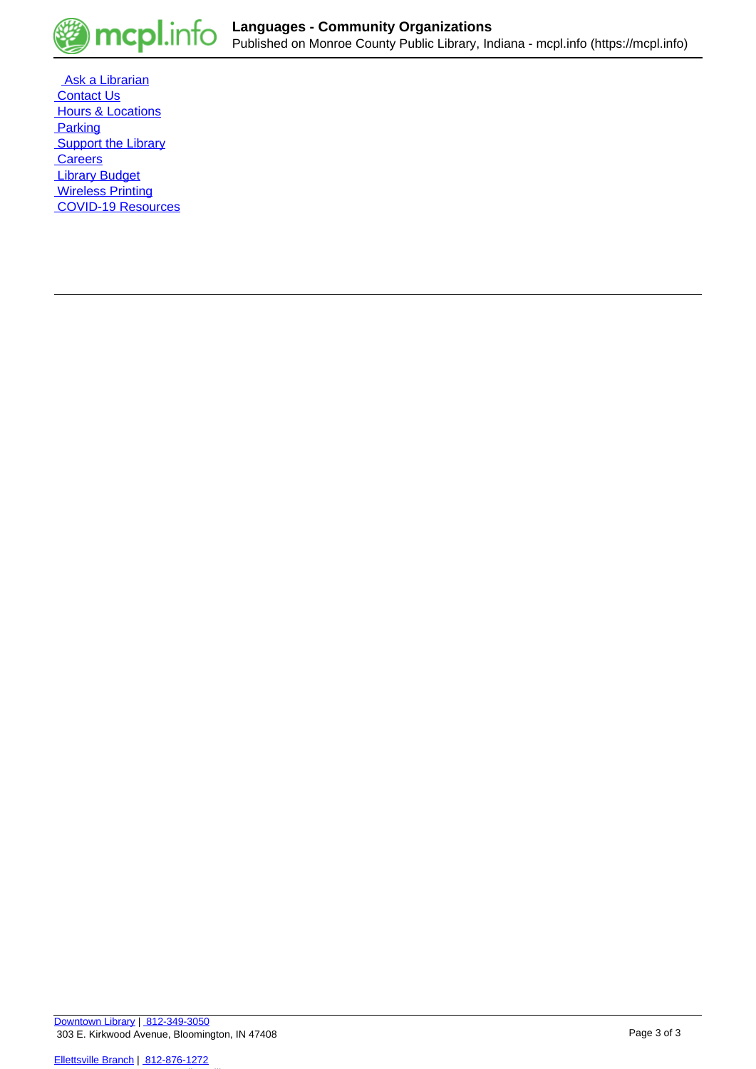- Ask a Librarian
- Contact Us
- Hours & Locations
- Parking
- Support the Library
- Careers
- Library Budget
- Wireless Printing
- COVID-19 Resources

---

Downtown Library | 812-349-3050
303 E. Kirkwood Avenue, Bloomington, IN 47408

Ellettsville Branch | 812-876-1272